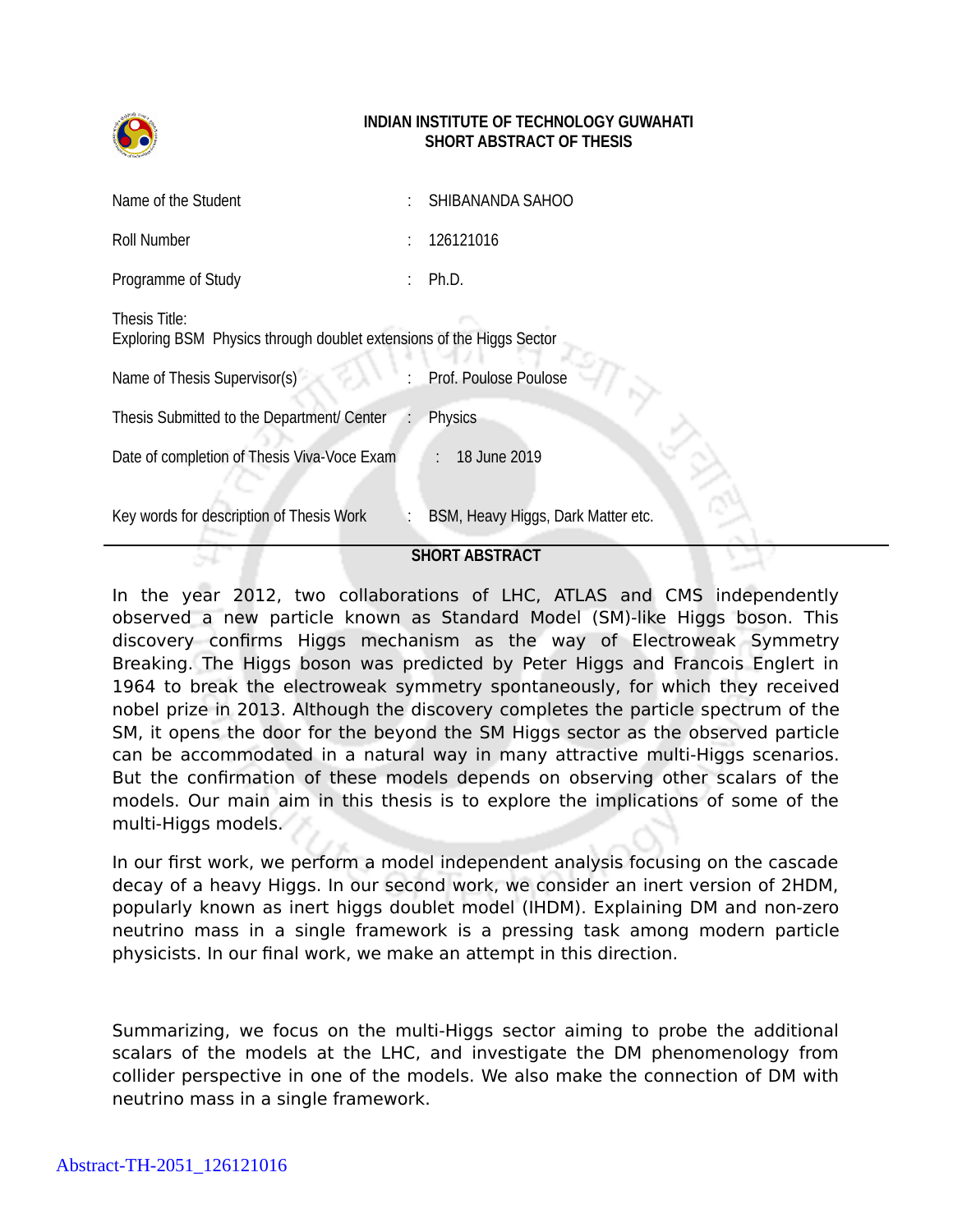**INDIAN INSTITUTE OF TECHNOLOGY GUWAHATI**
**SHORT ABSTRACT OF THESIS**

| | | |
|---|---|---|
| Name of the Student | : | SHIBANANDA SAHOO |
| Roll Number | : | 126121016 |
| Programme of Study | : | Ph.D. |

Thesis Title:
Exploring BSM Physics through doublet extensions of the Higgs Sector

| | | |
|---|---|---|
| Name of Thesis Supervisor(s) | : | Prof. Poulose Poulose |
| Thesis Submitted to the Department/ Center | : | Physics |
| Date of completion of Thesis Viva-Voce Exam | : | 18 June 2019 |
| Key words for description of Thesis Work | : | BSM, Heavy Higgs, Dark Matter etc. |

---

**SHORT ABSTRACT**

In the year 2012, two collaborations of LHC, ATLAS and CMS independently observed a new particle known as Standard Model (SM)-like Higgs boson. This discovery confirms Higgs mechanism as the way of Electroweak Symmetry Breaking. The Higgs boson was predicted by Peter Higgs and Francois Englert in 1964 to break the electroweak symmetry spontaneously, for which they received nobel prize in 2013. Although the discovery completes the particle spectrum of the SM, it opens the door for the beyond the SM Higgs sector as the observed particle can be accommodated in a natural way in many attractive multi-Higgs scenarios. But the confirmation of these models depends on observing other scalars of the models. Our main aim in this thesis is to explore the implications of some of the multi-Higgs models.

In our first work, we perform a model independent analysis focusing on the cascade decay of a heavy Higgs. In our second work, we consider an inert version of 2HDM, popularly known as inert higgs doublet model (IHDM). Explaining DM and non-zero neutrino mass in a single framework is a pressing task among modern particle physicists. In our final work, we make an attempt in this direction.

Summarizing, we focus on the multi-Higgs sector aiming to probe the additional scalars of the models at the LHC, and investigate the DM phenomenology from collider perspective in one of the models. We also make the connection of DM with neutrino mass in a single framework.

Abstract-TH-2051_126121016